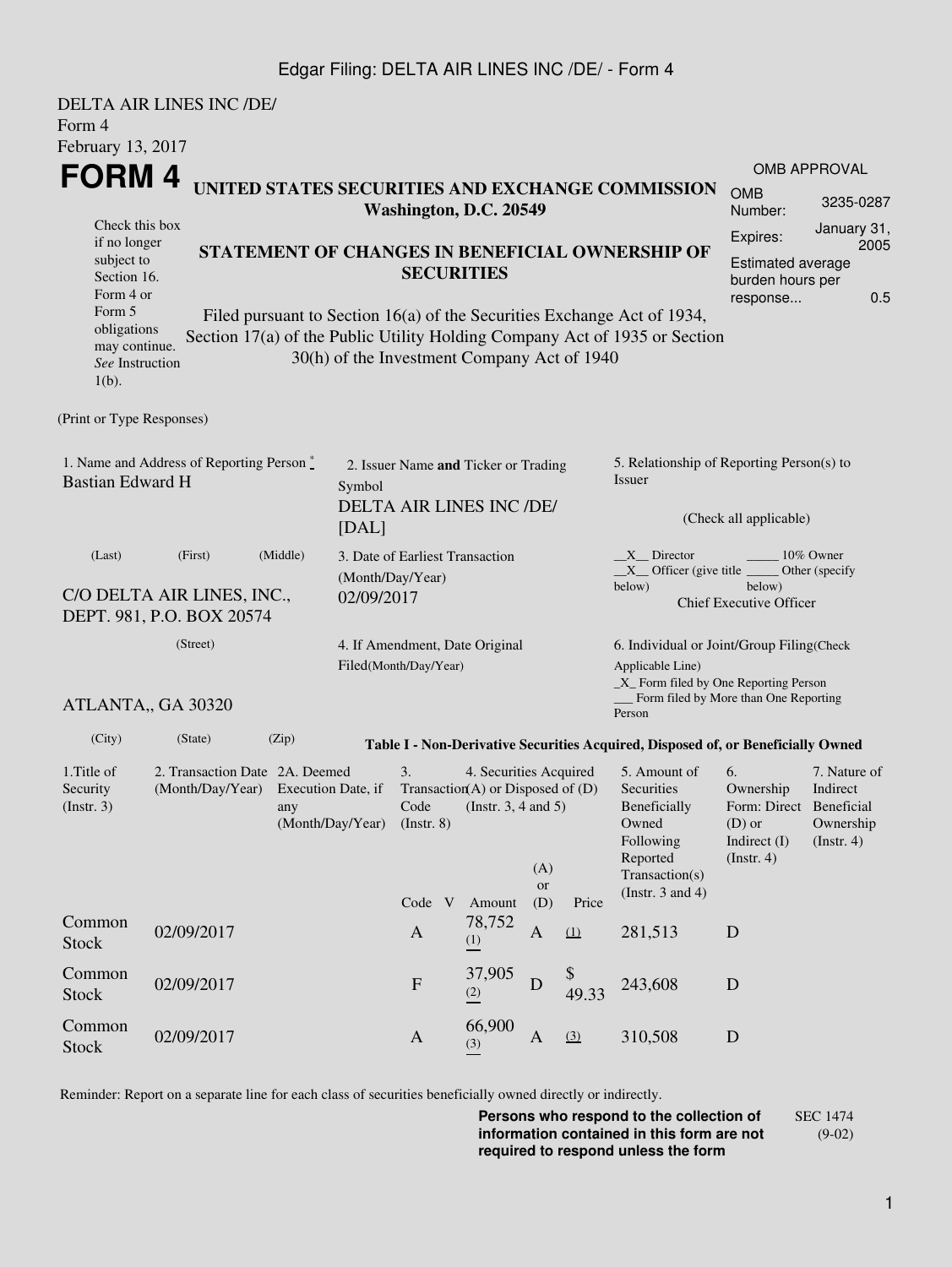DELTA AIR LINES INC /DE/
Form 4
February 13, 2017

# FORM 4

**UNITED STATES SECURITIES AND EXCHANGE COMMISSION**
**Washington, D.C. 20549**

| OMB APPROVAL | |
|---|---|
| OMB Number: | 3235-0287 |
| Expires: | January 31, 2005 |
| Estimated average burden hours per response... | 0.5 |

Check this box if no longer subject to Section 16. Form 4 or Form 5 obligations may continue. *See* Instruction 1(b).

**STATEMENT OF CHANGES IN BENEFICIAL OWNERSHIP OF SECURITIES**

Filed pursuant to Section 16(a) of the Securities Exchange Act of 1934, Section 17(a) of the Public Utility Holding Company Act of 1935 or Section 30(h) of the Investment Company Act of 1940

(Print or Type Responses)

1. Name and Address of Reporting Person *
Bastian Edward H

(Last) (First) (Middle)

C/O DELTA AIR LINES, INC., DEPT. 981, P.O. BOX 20574

(Street)

ATLANTA,, GA 30320

(City) (State) (Zip)

2. Issuer Name **and** Ticker or Trading Symbol
DELTA AIR LINES INC /DE/ [DAL]

3. Date of Earliest Transaction (Month/Day/Year)
02/09/2017

4. If Amendment, Date Original Filed(Month/Day/Year)

5. Relationship of Reporting Person(s) to Issuer

(Check all applicable)

\_X\_\_ Director \_\_\_\_\_ 10% Owner
\_X\_\_ Officer (give title below) \_\_\_\_\_ Other (specify below)
Chief Executive Officer

6. Individual or Joint/Group Filing(Check Applicable Line)
\_X\_ Form filed by One Reporting Person
\_\_\_ Form filed by More than One Reporting Person

**Table I - Non-Derivative Securities Acquired, Disposed of, or Beneficially Owned**

| 1.Title of Security (Instr. 3) | 2. Transaction Date (Month/Day/Year) | 2A. Deemed Execution Date, if any (Month/Day/Year) | 3. Transaction Code (Instr. 8) | | 4. Securities Acquired (A) or Disposed of (D) (Instr. 3, 4 and 5) | | | 5. Amount of Securities Beneficially Owned Following Reported Transaction(s) (Instr. 3 and 4) | 6. Ownership Form: Direct (D) or Indirect (I) (Instr. 4) | 7. Nature of Indirect Beneficial Ownership (Instr. 4) |
|---|---|---|---|---|---|---|---|---|---|---|
| | | | Code | V | Amount | (A) or (D) | Price | | | |
| Common Stock | 02/09/2017 | | A | | 78,752 (1) | A | (1) | 281,513 | D | |
| Common Stock | 02/09/2017 | | F | | 37,905 (2) | D | $ 49.33 | 243,608 | D | |
| Common Stock | 02/09/2017 | | A | | 66,900 (3) | A | (3) | 310,508 | D | |

Reminder: Report on a separate line for each class of securities beneficially owned directly or indirectly.

**Persons who respond to the collection of information contained in this form are not required to respond unless the form**

SEC 1474 (9-02)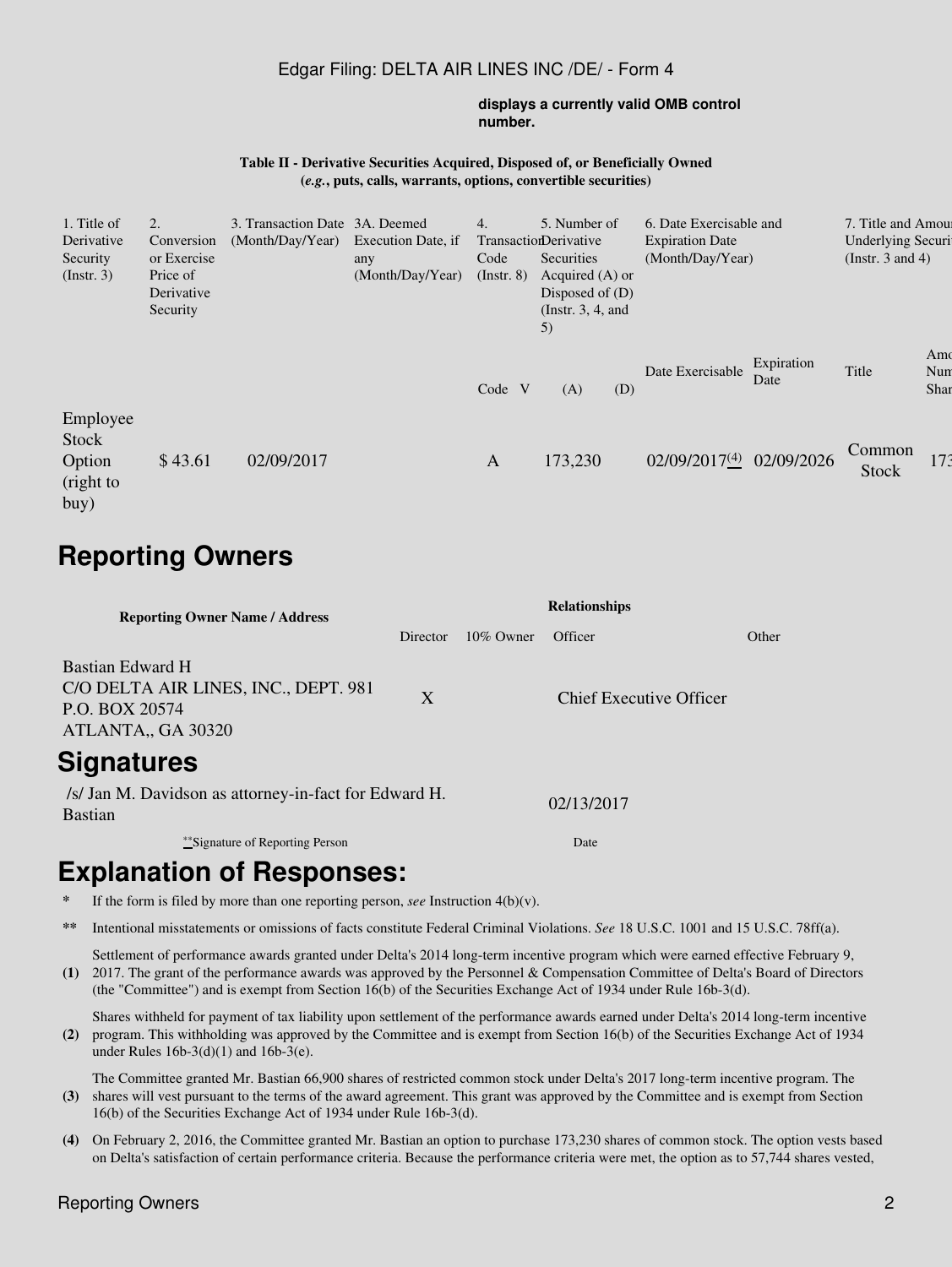displays a currently valid OMB control number.

**Table II - Derivative Securities Acquired, Disposed of, or Beneficially Owned**
**(*e.g.*, puts, calls, warrants, options, convertible securities)**

| 1. Title of Derivative Security (Instr. 3) | 2. Conversion or Exercise Price of Derivative Security | 3. Transaction Date (Month/Day/Year) | 3A. Deemed Execution Date, if any (Month/Day/Year) | 4. Transaction Code (Instr. 8) | | 5. Number of Derivative Securities Acquired (A) or Disposed of (D) (Instr. 3, 4, and 5) | | 6. Date Exercisable and Expiration Date (Month/Day/Year) | | 7. Title and Amou Underlying Securi (Instr. 3 and 4) | |
|---|---|---|---|---|---|---|---|---|---|---|---|
| | | | | Code | V | (A) | (D) | Date Exercisable | Expiration Date | Title | Amo Num Shar |
| Employee Stock Option (right to buy) | $ 43.61 | 02/09/2017 | | A | | 173,230 | | 02/09/2017(4) | 02/09/2026 | Common Stock | 173 |

## Reporting Owners

| Reporting Owner Name / Address | Relationships | | | |
|---|---|---|---|---|
| | Director | 10% Owner | Officer | Other |
| Bastian Edward H<br>C/O DELTA AIR LINES, INC., DEPT. 981<br>P.O. BOX 20574<br>ATLANTA,, GA 30320 | X | | Chief Executive Officer | |

## Signatures

| /s/ Jan M. Davidson as attorney-in-fact for Edward H. Bastian | 02/13/2017 |
|---|---|
| **Signature of Reporting Person | Date |

## Explanation of Responses:

\* If the form is filed by more than one reporting person, *see* Instruction 4(b)(v).

** Intentional misstatements or omissions of facts constitute Federal Criminal Violations. *See* 18 U.S.C. 1001 and 15 U.S.C. 78ff(a).

**(1)** Settlement of performance awards granted under Delta's 2014 long-term incentive program which were earned effective February 9, 2017. The grant of the performance awards was approved by the Personnel & Compensation Committee of Delta's Board of Directors (the "Committee") and is exempt from Section 16(b) of the Securities Exchange Act of 1934 under Rule 16b-3(d).

**(2)** Shares withheld for payment of tax liability upon settlement of the performance awards earned under Delta's 2014 long-term incentive program. This withholding was approved by the Committee and is exempt from Section 16(b) of the Securities Exchange Act of 1934 under Rules 16b-3(d)(1) and 16b-3(e).

**(3)** The Committee granted Mr. Bastian 66,900 shares of restricted common stock under Delta's 2017 long-term incentive program. The shares will vest pursuant to the terms of the award agreement. This grant was approved by the Committee and is exempt from Section 16(b) of the Securities Exchange Act of 1934 under Rule 16b-3(d).

**(4)** On February 2, 2016, the Committee granted Mr. Bastian an option to purchase 173,230 shares of common stock. The option vests based on Delta's satisfaction of certain performance criteria. Because the performance criteria were met, the option as to 57,744 shares vested,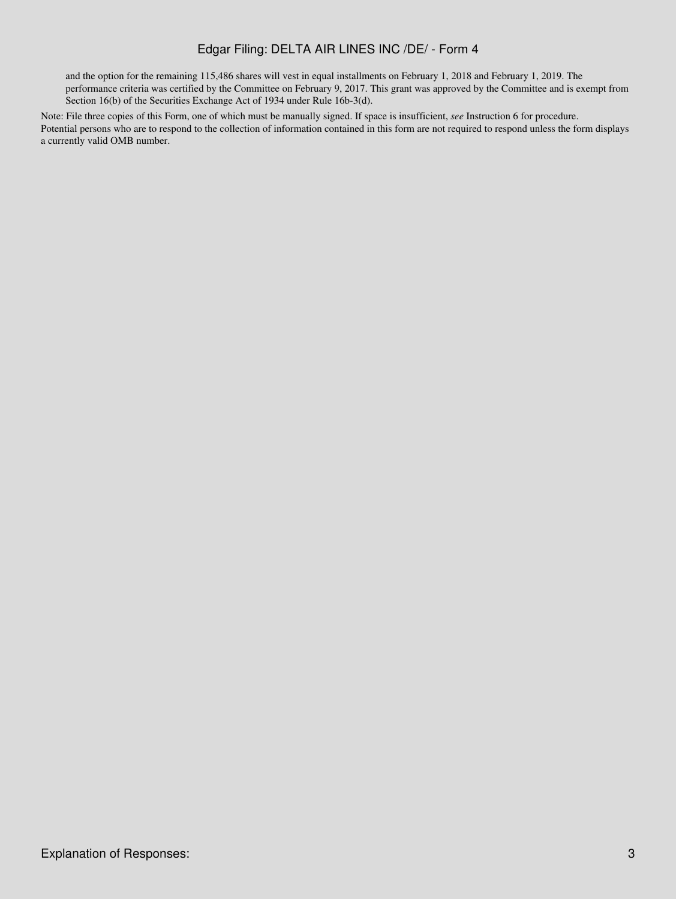and the option for the remaining 115,486 shares will vest in equal installments on February 1, 2018 and February 1, 2019. The performance criteria was certified by the Committee on February 9, 2017. This grant was approved by the Committee and is exempt from Section 16(b) of the Securities Exchange Act of 1934 under Rule 16b-3(d).

Note: File three copies of this Form, one of which must be manually signed. If space is insufficient, *see* Instruction 6 for procedure.
Potential persons who are to respond to the collection of information contained in this form are not required to respond unless the form displays a currently valid OMB number.